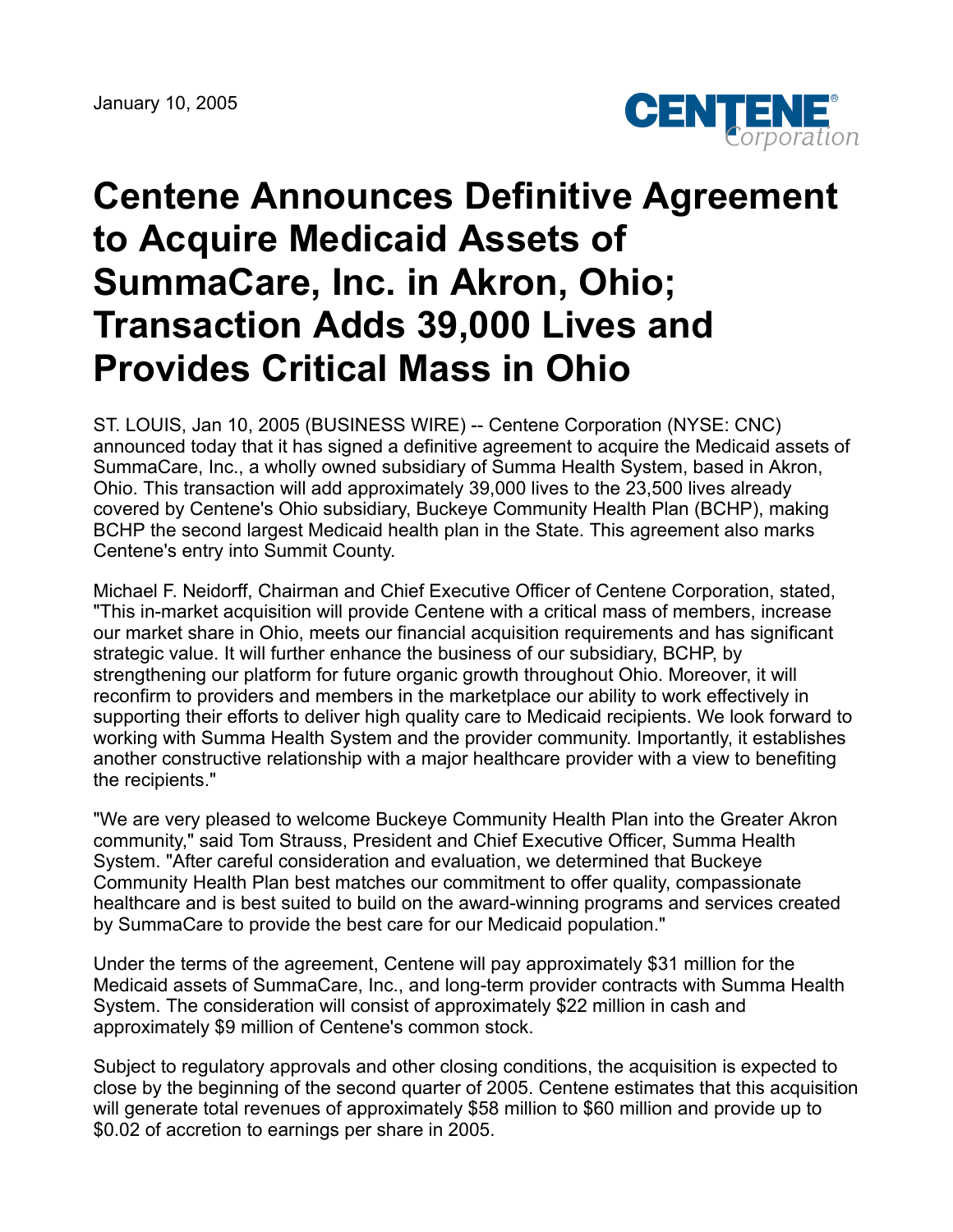January 10, 2005

# Centene Announces Definitive Agreement to Acquire Medicaid Assets of SummaCare, Inc. in Akron, Ohio; Transaction Adds 39,000 Lives and Provides Critical Mass in Ohio

ST. LOUIS, Jan 10, 2005 (BUSINESS WIRE) -- Centene Corporation (NYSE: CNC) announced today that it has signed a definitive agreement to acquire the Medicaid assets of SummaCare, Inc., a wholly owned subsidiary of Summa Health System, based in Akron, Ohio. This transaction will add approximately 39,000 lives to the 23,500 lives already covered by Centene's Ohio subsidiary, Buckeye Community Health Plan (BCHP), making BCHP the second largest Medicaid health plan in the State. This agreement also marks Centene's entry into Summit County.

Michael F. Neidorff, Chairman and Chief Executive Officer of Centene Corporation, stated, "This in-market acquisition will provide Centene with a critical mass of members, increase our market share in Ohio, meets our financial acquisition requirements and has significant strategic value. It will further enhance the business of our subsidiary, BCHP, by strengthening our platform for future organic growth throughout Ohio. Moreover, it will reconfirm to providers and members in the marketplace our ability to work effectively in supporting their efforts to deliver high quality care to Medicaid recipients. We look forward to working with Summa Health System and the provider community. Importantly, it establishes another constructive relationship with a major healthcare provider with a view to benefiting the recipients."

"We are very pleased to welcome Buckeye Community Health Plan into the Greater Akron community," said Tom Strauss, President and Chief Executive Officer, Summa Health System. "After careful consideration and evaluation, we determined that Buckeye Community Health Plan best matches our commitment to offer quality, compassionate healthcare and is best suited to build on the award-winning programs and services created by SummaCare to provide the best care for our Medicaid population."

Under the terms of the agreement, Centene will pay approximately $31 million for the Medicaid assets of SummaCare, Inc., and long-term provider contracts with Summa Health System. The consideration will consist of approximately $22 million in cash and approximately $9 million of Centene's common stock.

Subject to regulatory approvals and other closing conditions, the acquisition is expected to close by the beginning of the second quarter of 2005. Centene estimates that this acquisition will generate total revenues of approximately $58 million to $60 million and provide up to $0.02 of accretion to earnings per share in 2005.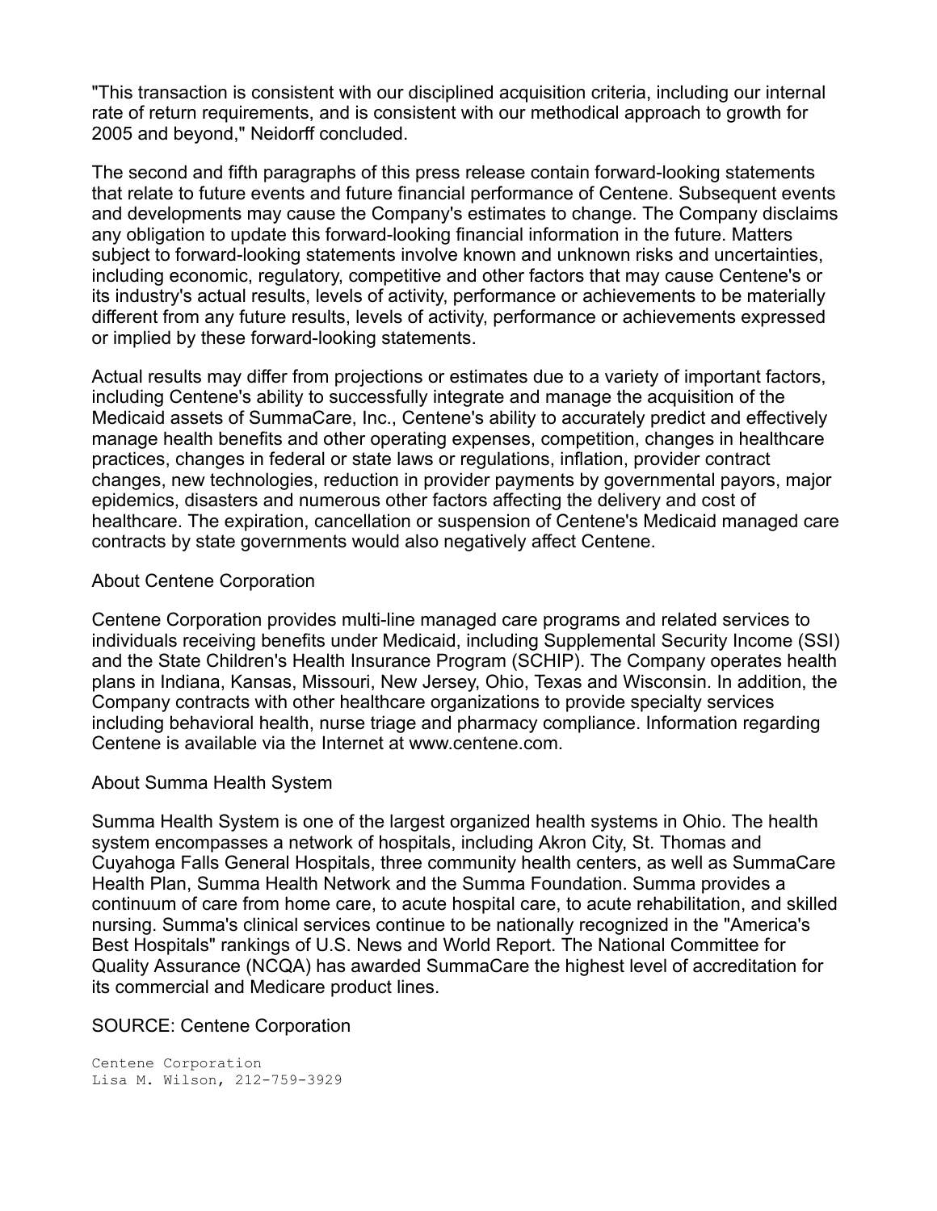"This transaction is consistent with our disciplined acquisition criteria, including our internal rate of return requirements, and is consistent with our methodical approach to growth for 2005 and beyond," Neidorff concluded.

The second and fifth paragraphs of this press release contain forward-looking statements that relate to future events and future financial performance of Centene. Subsequent events and developments may cause the Company's estimates to change. The Company disclaims any obligation to update this forward-looking financial information in the future. Matters subject to forward-looking statements involve known and unknown risks and uncertainties, including economic, regulatory, competitive and other factors that may cause Centene's or its industry's actual results, levels of activity, performance or achievements to be materially different from any future results, levels of activity, performance or achievements expressed or implied by these forward-looking statements.

Actual results may differ from projections or estimates due to a variety of important factors, including Centene's ability to successfully integrate and manage the acquisition of the Medicaid assets of SummaCare, Inc., Centene's ability to accurately predict and effectively manage health benefits and other operating expenses, competition, changes in healthcare practices, changes in federal or state laws or regulations, inflation, provider contract changes, new technologies, reduction in provider payments by governmental payors, major epidemics, disasters and numerous other factors affecting the delivery and cost of healthcare. The expiration, cancellation or suspension of Centene's Medicaid managed care contracts by state governments would also negatively affect Centene.

About Centene Corporation

Centene Corporation provides multi-line managed care programs and related services to individuals receiving benefits under Medicaid, including Supplemental Security Income (SSI) and the State Children's Health Insurance Program (SCHIP). The Company operates health plans in Indiana, Kansas, Missouri, New Jersey, Ohio, Texas and Wisconsin. In addition, the Company contracts with other healthcare organizations to provide specialty services including behavioral health, nurse triage and pharmacy compliance. Information regarding Centene is available via the Internet at www.centene.com.

About Summa Health System

Summa Health System is one of the largest organized health systems in Ohio. The health system encompasses a network of hospitals, including Akron City, St. Thomas and Cuyahoga Falls General Hospitals, three community health centers, as well as SummaCare Health Plan, Summa Health Network and the Summa Foundation. Summa provides a continuum of care from home care, to acute hospital care, to acute rehabilitation, and skilled nursing. Summa's clinical services continue to be nationally recognized in the "America's Best Hospitals" rankings of U.S. News and World Report. The National Committee for Quality Assurance (NCQA) has awarded SummaCare the highest level of accreditation for its commercial and Medicare product lines.

SOURCE: Centene Corporation

```
Centene Corporation
Lisa M. Wilson, 212-759-3929
```